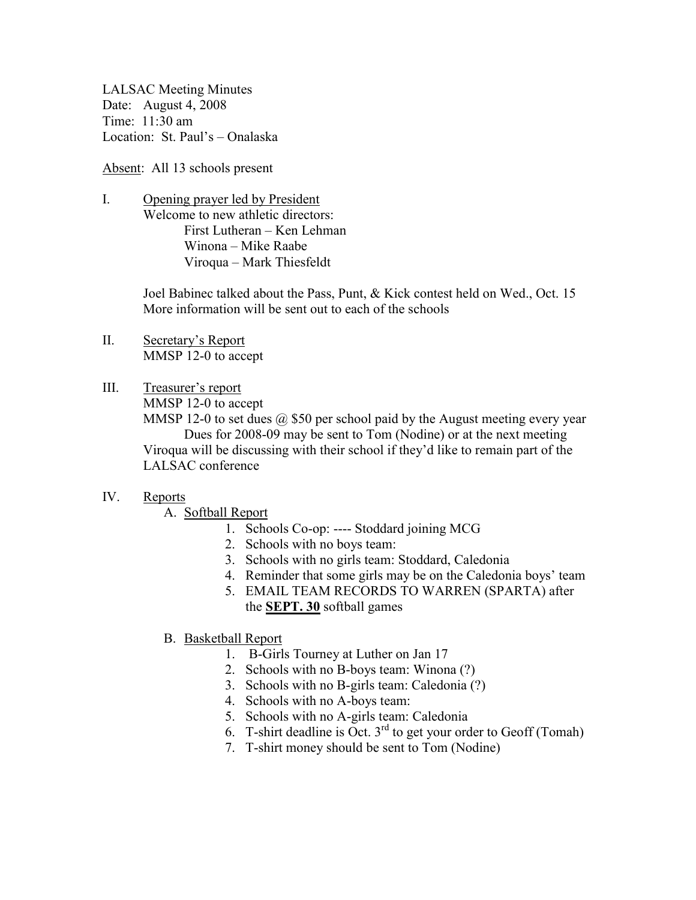LALSAC Meeting Minutes
Date: August 4, 2008
Time: 11:30 am
Location: St. Paul's – Onalaska

Absent: All 13 schools present

I. Opening prayer led by President
   Welcome to new athletic directors:
   - First Lutheran – Ken Lehman
   - Winona – Mike Raabe
   - Viroqua – Mark Thiesfeldt

   Joel Babinec talked about the Pass, Punt, & Kick contest held on Wed., Oct. 15
   More information will be sent out to each of the schools

II. Secretary's Report
   MMSP 12-0 to accept

III. Treasurer's report
   MMSP 12-0 to accept
   MMSP 12-0 to set dues @ $50 per school paid by the August meeting every year
   - Dues for 2008-09 may be sent to Tom (Nodine) or at the next meeting

   Viroqua will be discussing with their school if they'd like to remain part of the LALSAC conference

IV. Reports

   A. Softball Report
      1. Schools Co-op: ---- Stoddard joining MCG
      2. Schools with no boys team:
      3. Schools with no girls team: Stoddard, Caledonia
      4. Reminder that some girls may be on the Caledonia boys' team
      5. EMAIL TEAM RECORDS TO WARREN (SPARTA) after the **SEPT. 30** softball games

   B. Basketball Report
      1. B-Girls Tourney at Luther on Jan 17
      2. Schools with no B-boys team: Winona (?)
      3. Schools with no B-girls team: Caledonia (?)
      4. Schools with no A-boys team:
      5. Schools with no A-girls team: Caledonia
      6. T-shirt deadline is Oct. 3rd to get your order to Geoff (Tomah)
      7. T-shirt money should be sent to Tom (Nodine)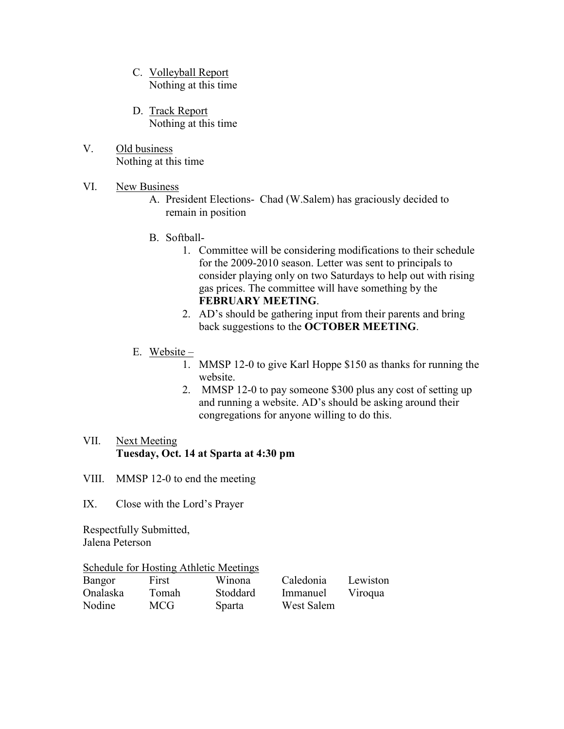C. Volleyball Report
   Nothing at this time

D. Track Report
   Nothing at this time

V. Old business
   Nothing at this time

VI. New Business
   A. President Elections- Chad (W.Salem) has graciously decided to remain in position

   B. Softball-
      1. Committee will be considering modifications to their schedule for the 2009-2010 season. Letter was sent to principals to consider playing only on two Saturdays to help out with rising gas prices. The committee will have something by the **FEBRUARY MEETING**.
      2. AD's should be gathering input from their parents and bring back suggestions to the **OCTOBER MEETING**.

   E. Website –
      1. MMSP 12-0 to give Karl Hoppe $150 as thanks for running the website.
      2. MMSP 12-0 to pay someone $300 plus any cost of setting up and running a website. AD's should be asking around their congregations for anyone willing to do this.

VII. Next Meeting
   **Tuesday, Oct. 14 at Sparta at 4:30 pm**

VIII. MMSP 12-0 to end the meeting

IX. Close with the Lord's Prayer

Respectfully Submitted,
Jalena Peterson

Schedule for Hosting Athletic Meetings

| | | | | |
|---|---|---|---|---|
| Bangor | First | Winona | Caledonia | Lewiston |
| Onalaska | Tomah | Stoddard | Immanuel | Viroqua |
| Nodine | MCG | Sparta | West Salem | |